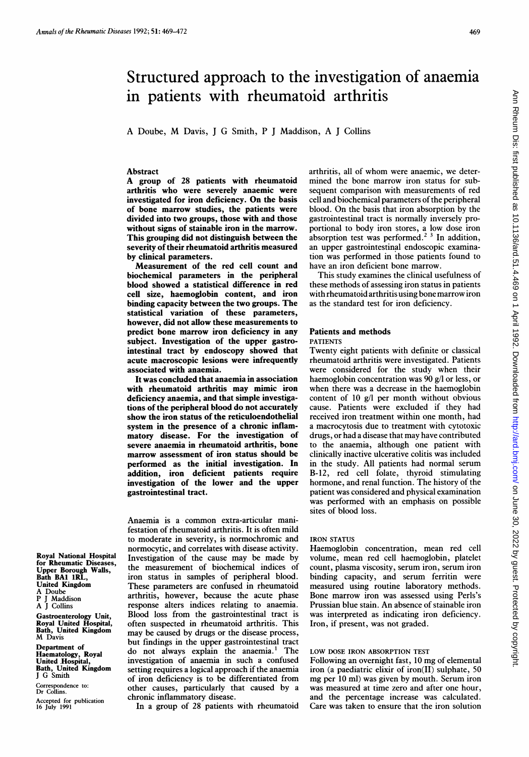# Structured approach to the investigation of anaemia in patients with rheumatoid arthritis

A Doube, M Davis, J G Smith, P J Maddison, A J Collins

## Abstract

**A group of 28 patients with rheumatoid arthritis who were severely anaemic were investigated for iron deficiency. On the basis of bone marrow studies, the patients were divided into two groups, those with and those without signs of stainable iron in the marrow. This grouping did not distinguish between the severity of their rheumatoid arthritis measured by clinical parameters.**

**Measurement of the red cell count and biochemical parameters in the peripheral blood showed a statistical difference in red cell size, haemoglobin content, and iron binding capacity between the two groups. The statistical variation of these parameters, however, did not allow these measurements to predict bone marrow iron deficiency in any subject. Investigation of the upper gastrointestinal tract by endoscopy showed that acute macroscopic lesions were infrequently associated with anaemia.**

**It was concluded that anaemia in association with rheumatoid arthritis may mimic iron deficiency anaemia, and that simple investigations of the peripheral blood do not accurately show the iron status of the reticuloendothelial system in the presence of a chronic inflammatory disease. For the investigation of severe anaemia in rheumatoid arthritis, bone marrow assessment of iron status should be performed as the initial investigation. In addition, iron deficient patients require investigation of the lower and the upper gastrointestinal tract.**

Anaemia is a common extra-articular manifestation of rheumatoid arthritis. It is often mild to moderate in severity, is normochromic and normocytic, and correlates with disease activity. Investigation of the cause may be made by the measurement of biochemical indices of iron status in samples of peripheral blood. These parameters are confused in rheumatoid arthritis, however, because the acute phase response alters indices relating to anaemia. Blood loss from the gastrointestinal tract is often suspected in rheumatoid arthritis. This may be caused by drugs or the disease process, but findings in the upper gastrointestinal tract do not always explain the anaemia.[1] The investigation of anaemia in such a confused setting requires a logical approach if the anaemia of iron deficiency is to be differentiated from other causes, particularly that caused by a chronic inflammatory disease.

In a group of 28 patients with rheumatoid arthritis, all of whom were anaemic, we determined the bone marrow iron status for subsequent comparison with measurements of red cell and biochemical parameters of the peripheral blood. On the basis that iron absorption by the gastrointestinal tract is normally inversely proportional to body iron stores, a low dose iron absorption test was performed.[2 3] In addition, an upper gastrointestinal endoscopic examination was performed in those patients found to have an iron deficient bone marrow.

This study examines the clinical usefulness of these methods of assessing iron status in patients with rheumatoid arthritis using bone marrow iron as the standard test for iron deficiency.

## Patients and methods

### PATIENTS

Twenty eight patients with definite or classical rheumatoid arthritis were investigated. Patients were considered for the study when their haemoglobin concentration was 90 g/l or less, or when there was a decrease in the haemoglobin content of 10 g/l per month without obvious cause. Patients were excluded if they had received iron treatment within one month, had a macrocytosis due to treatment with cytotoxic drugs, or had a disease that may have contributed to the anaemia, although one patient with clinically inactive ulcerative colitis was included in the study. All patients had normal serum B-12, red cell folate, thyroid stimulating hormone, and renal function. The history of the patient was considered and physical examination was performed with an emphasis on possible sites of blood loss.

### IRON STATUS

Haemoglobin concentration, mean red cell volume, mean red cell haemoglobin, platelet count, plasma viscosity, serum iron, serum iron binding capacity, and serum ferritin were measured using routine laboratory methods. Bone marrow iron was assessed using Perls's Prussian blue stain. An absence of stainable iron was interpreted as indicating iron deficiency. Iron, if present, was not graded.

### LOW DOSE IRON ABSORPTION TEST

Following an overnight fast, 10 mg of elemental iron (a paediatric elixir of iron(II) sulphate, 50 mg per 10 ml) was given by mouth. Serum iron was measured at time zero and after one hour, and the percentage increase was calculated. Care was taken to ensure that the iron solution

Royal National Hospital for Rheumatic Diseases, Upper Borough Walls, Bath BA1 1RL, United Kingdom
A Doube
P J Maddison
A J Collins

Gastroenterology Unit, Royal United Hospital, Bath, United Kingdom
M Davis

Department of Haematology, Royal United Hospital, Bath, United Kingdom
J G Smith

Correspondence to: Dr Collins.

Accepted for publication 16 July 1991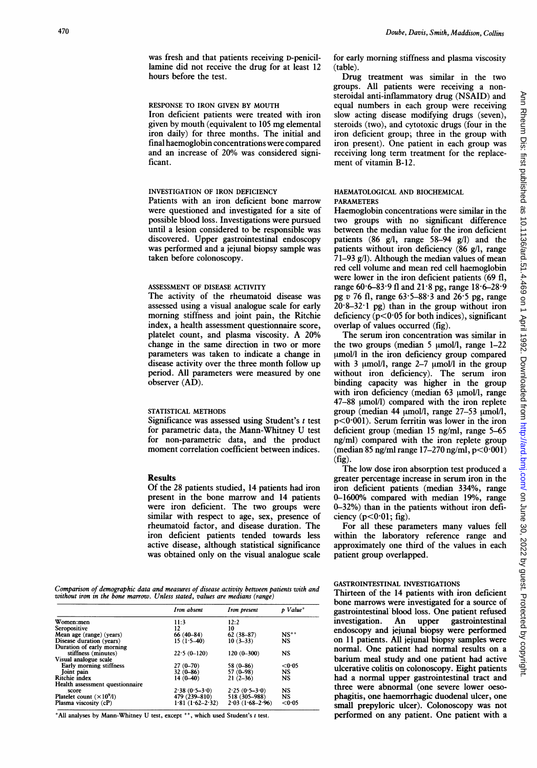was fresh and that patients receiving D-penicillamine did not receive the drug for at least 12 hours before the test.

### RESPONSE TO IRON GIVEN BY MOUTH

Iron deficient patients were treated with iron given by mouth (equivalent to 105 mg elemental iron daily) for three months. The initial and final haemoglobin concentrations were compared and an increase of 20% was considered significant.

### INVESTIGATION OF IRON DEFICIENCY

Patients with an iron deficient bone marrow were questioned and investigated for a site of possible blood loss. Investigations were pursued until a lesion considered to be responsible was discovered. Upper gastrointestinal endoscopy was performed and a jejunal biopsy sample was taken before colonoscopy.

### ASSESSMENT OF DISEASE ACTIVITY

The activity of the rheumatoid disease was assessed using a visual analogue scale for early morning stiffness and joint pain, the Ritchie index, a health assessment questionnaire score, platelet count, and plasma viscosity. A 20% change in the same direction in two or more parameters was taken to indicate a change in disease activity over the three month follow up period. All parameters were measured by one observer (AD).

### STATISTICAL METHODS

Significance was assessed using Student's *t* test for parametric data, the Mann-Whitney U test for non-parametric data, and the product moment correlation coefficient between indices.

## Results

Of the 28 patients studied, 14 patients had iron present in the bone marrow and 14 patients were iron deficient. The two groups were similar with respect to age, sex, presence of rheumatoid factor, and disease duration. The iron deficient patients tended towards less active disease, although statistical significance was obtained only on the visual analogue scale for early morning stiffness and plasma viscosity (table).

Drug treatment was similar in the two groups. All patients were receiving a non-steroidal anti-inflammatory drug (NSAID) and equal numbers in each group were receiving slow acting disease modifying drugs (seven), steroids (two), and cytotoxic drugs (four in the iron deficient group; three in the group with iron present). One patient in each group was receiving long term treatment for the replacement of vitamin B-12.

*Comparison of demographic data and measures of disease activity between patients with and without iron in the bone marrow. Unless stated, values are medians (range)*

| | Iron absent | Iron present | p Value* |
|---|---|---|---|
| Women:men | 11:3 | 12:2 | |
| Seropositive | 12 | 10 | |
| Mean age (range) (years) | 66 (40–84) | 62 (38–87) | NS** |
| Disease duration (years) | 15 (1·5–40) | 10 (3–33) | NS |
| Duration of early morning stiffness (minutes) | 22·5 (0–120) | 120 (0–300) | NS |
| Visual analogue scale | | | |
| Early morning stiffness | 27 (0–70) | 58 (0–86) | <0·05 |
| Joint pain | 32 (0–86) | 57 (0–98) | NS |
| Ritchie index | 14 (0–40) | 21 (2–36) | NS |
| Health assessment questionnaire score | 2·38 (0·5–3·0) | 2·25 (0·5–3·0) | NS |
| Platelet count ($\times 10^9$/l) | 479 (239–810) | 518 (305–988) | NS |
| Plasma viscosity (cP) | 1·81 (1·62–2·32) | 2·03 (1·68–2·96) | <0·05 |

*All analyses by Mann-Whitney U test, except **, which used Student's *t* test.

### HAEMATOLOGICAL AND BIOCHEMICAL PARAMETERS

Haemoglobin concentrations were similar in the two groups with no significant difference between the median value for the iron deficient patients (86 g/l, range 58–94 g/l) and the patients without iron deficiency (86 g/l, range 71–93 g/l). Although the median values of mean red cell volume and mean red cell haemoglobin were lower in the iron deficient patients (69 fl, range 60·6–83·9 fl and 21·8 pg, range 18·6–28·9 pg *v* 76 fl, range 63·5–88·3 and 26·5 pg, range 20·8–32·1 pg) than in the group without iron deficiency ($p<0·05$ for both indices), significant overlap of values occurred (fig).

The serum iron concentration was similar in the two groups (median 5 μmol/l, range 1–22 μmol/l in the iron deficiency group compared with 3 μmol/l, range 2–7 μmol/l in the group without iron deficiency). The serum iron binding capacity was higher in the group with iron deficiency (median 63 μmol/l, range 47–88 μmol/l) compared with the iron replete group (median 44 μmol/l, range 27–53 μmol/l, $p<0·001$). Serum ferritin was lower in the iron deficient group (median 15 ng/ml, range 5–65 ng/ml) compared with the iron replete group (median 85 ng/ml range 17–270 ng/ml, $p<0·001$) (fig).

The low dose iron absorption test produced a greater percentage increase in serum iron in the iron deficient patients (median 334%, range 0–1600% compared with median 19%, range 0–32%) than in the patients without iron deficiency ($p<0·01$; fig).

For all these parameters many values fell within the laboratory reference range and approximately one third of the values in each patient group overlapped.

### GASTROINTESTINAL INVESTIGATIONS

Thirteen of the 14 patients with iron deficient bone marrows were investigated for a source of gastrointestinal blood loss. One patient refused investigation. An upper gastrointestinal endoscopy and jejunal biopsy were performed on 11 patients. All jejunal biopsy samples were normal. One patient had normal results on a barium meal study and one patient had active ulcerative colitis on colonoscopy. Eight patients had a normal upper gastrointestinal tract and three were abnormal (one severe lower oesophagitis, one haemorrhagic duodenal ulcer, one small prepyloric ulcer). Colonoscopy was not performed on any patient. One patient with a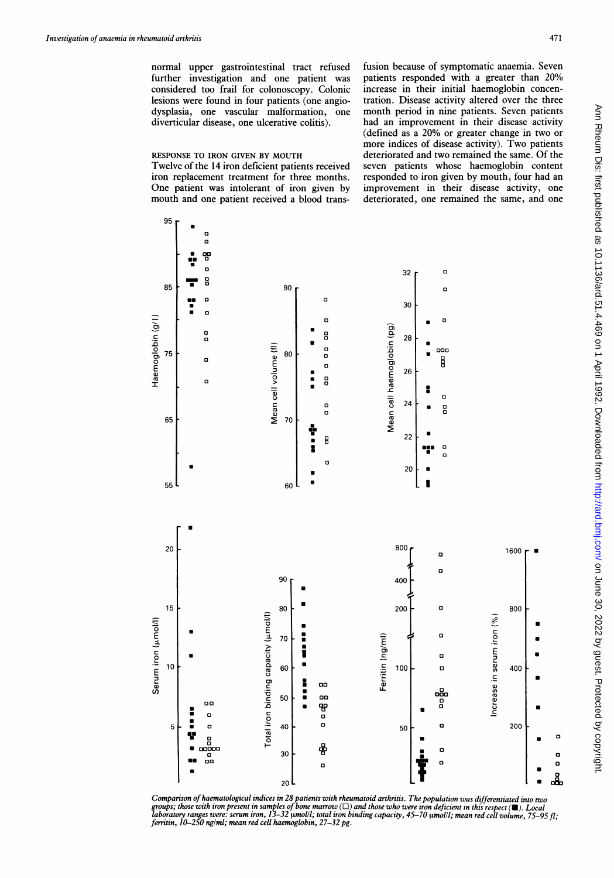normal upper gastrointestinal tract refused further investigation and one patient was considered too frail for colonoscopy. Colonic lesions were found in four patients (one angiodysplasia, one vascular malformation, one diverticular disease, one ulcerative colitis).

### RESPONSE TO IRON GIVEN BY MOUTH

Twelve of the 14 iron deficient patients received iron replacement treatment for three months. One patient was intolerant of iron given by mouth and one patient received a blood transfusion because of symptomatic anaemia. Seven patients responded with a greater than 20% increase in their initial haemoglobin concentration. Disease activity altered over the three month period in nine patients. Seven patients had an improvement in their disease activity (defined as a 20% or greater change in two or more indices of disease activity). Two patients deteriorated and two remained the same. Of the seven patients whose haemoglobin content responded to iron given by mouth, four had an improvement in their disease activity, one deteriorated, one remained the same, and one

*Comparison of haematological indices in 28 patients with rheumatoid arthritis. The population was differentiated into two groups; those with iron present in samples of bone marrow (□) and those who were iron deficient in this respect (■). Local laboratory ranges were: serum iron, 13–32 μmol/l; total iron binding capacity, 45–70 μmol/l; mean red cell volume, 75–95 fl; ferritin, 10–250 ng/ml; mean red cell haemoglobin, 27–32 pg.*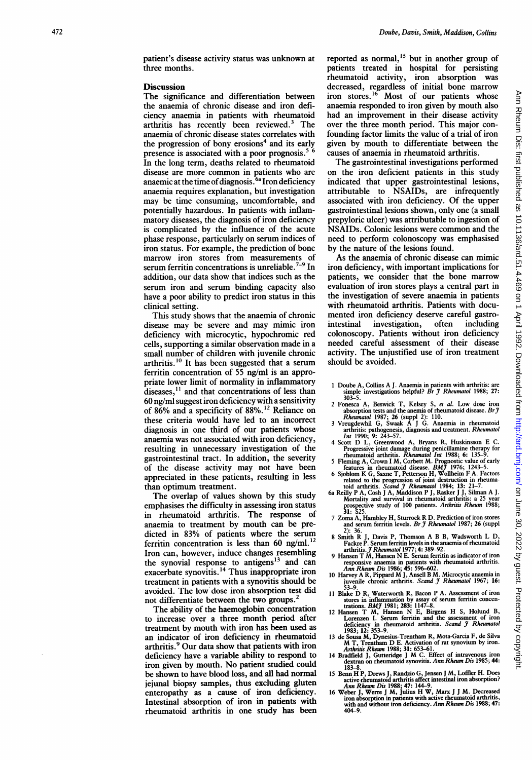patient's disease activity status was unknown at three months.

## Discussion

The significance and differentiation between the anaemia of chronic disease and iron deficiency anaemia in patients with rheumatoid arthritis has recently been reviewed.[3] The anaemia of chronic disease states correlates with the progression of bony erosions[4] and its early presence is associated with a poor prognosis.[5 6] In the long term, deaths related to rheumatoid disease are more common in patients who are anaemic at the time of diagnosis.[6a] Iron deficiency anaemia requires explanation, but investigation may be time consuming, uncomfortable, and potentially hazardous. In patients with inflammatory diseases, the diagnosis of iron deficiency is complicated by the influence of the acute phase response, particularly on serum indices of iron status. For example, the prediction of bone marrow iron stores from measurements of serum ferritin concentrations is unreliable.[7–9] In addition, our data show that indices such as the serum iron and serum binding capacity also have a poor ability to predict iron status in this clinical setting.

This study shows that the anaemia of chronic disease may be severe and may mimic iron deficiency with microcytic, hypochromic red cells, supporting a similar observation made in a small number of children with juvenile chronic arthritis.[10] It has been suggested that a serum ferritin concentration of 55 ng/ml is an appropriate lower limit of normality in inflammatory diseases,[11] and that concentrations of less than 60 ng/ml suggest iron deficiency with a sensitivity of 86% and a specificity of 88%.[12] Reliance on these criteria would have led to an incorrect diagnosis in one third of our patients whose anaemia was not associated with iron deficiency, resulting in unnecessary investigation of the gastrointestinal tract. In addition, the severity of the disease activity may not have been appreciated in these patients, resulting in less than optimum treatment.

The overlap of values shown by this study emphasises the difficulty in assessing iron status in rheumatoid arthritis. The response of anaemia to treatment by mouth can be predicted in 83% of patients where the serum ferritin concentration is less than 60 ng/ml.[12] Iron can, however, induce changes resembling the synovial response to antigens[13] and can exacerbate synovitis.[14] Thus inappropriate iron treatment in patients with a synovitis should be avoided. The low dose iron absorption test did not differentiate between the two groups.[2]

The ability of the haemoglobin concentration to increase over a three month period after treatment by mouth with iron has been used as an indicator of iron deficiency in rheumatoid arthritis.[9] Our data show that patients with iron deficiency have a variable ability to respond to iron given by mouth. No patient studied could be shown to have blood loss, and all had normal jejunal biopsy samples, thus excluding gluten enteropathy as a cause of iron deficiency. Intestinal absorption of iron in patients with rheumatoid arthritis in one study has been reported as normal,[15] but in another group of patients treated in hospital for persisting rheumatoid activity, iron absorption was decreased, regardless of initial bone marrow iron stores.[16] Most of our patients whose anaemia responded to iron given by mouth also had an improvement in their disease activity over the three month period. This major confounding factor limits the value of a trial of iron given by mouth to differentiate between the causes of anaemia in rheumatoid arthritis.

The gastrointestinal investigations performed on the iron deficient patients in this study indicated that upper gastrointestinal lesions, attributable to NSAIDs, are infrequently associated with iron deficiency. Of the upper gastrointestinal lesions shown, only one (a small prepyloric ulcer) was attributable to ingestion of NSAIDs. Colonic lesions were common and the need to perform colonoscopy was emphasised by the nature of the lesions found.

As the anaemia of chronic disease can mimic iron deficiency, with important implications for patients, we consider that the bone marrow evaluation of iron stores plays a central part in the investigation of severe anaemia in patients with rheumatoid arthritis. Patients with documented iron deficiency deserve careful gastrointestinal investigation, often including colonoscopy. Patients without iron deficiency needed careful assessment of their disease activity. The unjustified use of iron treatment should be avoided.

1 Doube A, Collins A J. Anaemia in patients with arthritis: are simple investigations helpful? *Br J Rheumatol* 1988; 27: 303–5.

2 Fonesca A, Beswick T, Kelsey S, *et al*. Low dose iron absorption tests and the anaemia of rheumatoid disease. *Br J Rheumatol* 1987; 26 (suppl 2): 110.

3 Vreugdewhil G, Swaak A J G. Anaemia in rheumatoid arthritis: pathogenesis, diagnosis and treatment. *Rheumatol Int* 1990; 9: 243–57.

4 Scott D L, Greenwood A, Bryans R, Huskinsson E C. Progressive joint damage during penicillamine therapy for rheumatoid arthritis. *Rheumatol Int* 1988; 6: 135–9.

5 Fleming A, Crown J M, Corbett M. Prognostic value of early features in rheumatoid disease. *BMJ* 1976; 1243–5.

6 Sjoblom K G, Saxne T, Pettersson H, Wollheim F A. Factors related to the progression of joint destruction in rheumatoid arthritis. *Scand J Rheumatol* 1984; 13: 21–7.

6a Reilly P A, Cosh J A, Maddison P J, Rasker J J, Silman A J. Mortality and survival in rheumatoid arthritis: a 25 year prospective study of 100 patients. *Arthritis Rheum* 1988; 31: S25.

7 Zoma A, Hambley H, Sturrock R D. Prediction of iron stores and serum ferritin levels. *Br J Rheumatol* 1987; 26 (suppl 2): 36.

8 Smith R J, Davis P, Thomson A B B, Wadsworth L D, Fackre P. Serum ferritin levels in the anaemia of rheumatoid arthritis. *J Rheumatol* 1977; 4: 389–92.

9 Hansen T M, Hansen N E. Serum ferritin as indicator of iron responsive anaemia in patients with rheumatoid arthritis. *Ann Rheum Dis* 1986; 45: 596–602.

10 Harvey A R, Pippard M J, Ansell B M. Microcytic anaemia in juvenile chronic arthritis. *Scand J Rheumatol* 1967; 16: 53–9.

11 Blake D R, Waterworth R, Bacon P A. Assessment of iron stores in inflammation by assay of serum ferritin concentrations. *BMJ* 1981; 283: 1147–8.

12 Hansen T M, Hansen N E, Birgens H S, Holund B, Lorenzen I. Serum ferritin and the assessment of iron deficiency in rheumatoid arthritis. *Scand J Rheumatol* 1983; 12: 353–9.

13 de Sousa M, Dynesius-Trentham R, Mota-Garcia F, da Silva M T, Trentham D E. Activation of rat synovium by iron. *Arthritis Rheum* 1988; 31: 653–61.

14 Bradfield J, Gutteridge J M C. Effect of intravenous iron dextran on rheumatoid synovitis. *Ann Rheum Dis* 1985; 44: 183–8.

15 Benn H P, Drews J, Randzio G, Jensen J M, Loffler H. Does active rheumatoid arthritis affect intestinal iron absorption? *Ann Rheum Dis* 1988; 47: 144–9.

16 Weber J, Werre J M, Julius H W, Marx J J M. Decreased iron absorption in patients with active rheumatoid arthritis, with and without iron deficiency. *Ann Rheum Dis* 1988; 47: 404–9.